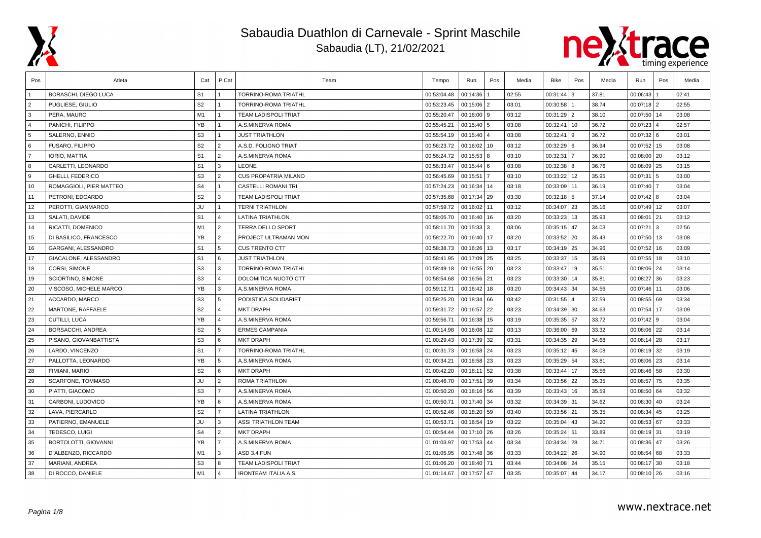# Sabaudia Duathlon di Carnevale - Sprint Maschile

Sabaudia (LT), 21/02/2021

| Pos | Atleta | Cat | P.Cat | Team | Tempo | Run | Pos | Media | Bike | Pos | Media | Run | Pos | Media |
|---|---|---|---|---|---|---|---|---|---|---|---|---|---|---|
| 1 | BORASCHI, DIEGO LUCA | S1 | 1 | TORRINO-ROMA TRIATHL | 00:53:04.48 | 00:14:36 | 1 | 02:55 | 00:31:44 | 3 | 37.81 | 00:06:43 | 1 | 02:41 |
| 2 | PUGLIESE, GIULIO | S2 | 1 | TORRINO-ROMA TRIATHL | 00:53:23.45 | 00:15:06 | 2 | 03:01 | 00:30:58 | 1 | 38.74 | 00:07:18 | 2 | 02:55 |
| 3 | PERA, MAURO | M1 | 1 | TEAM LADISPOLI TRIAT | 00:55:20.47 | 00:16:00 | 9 | 03:12 | 00:31:29 | 2 | 38.10 | 00:07:50 | 14 | 03:08 |
| 4 | PANICHI, FILIPPO | YB | 1 | A.S.MINERVA ROMA | 00:55:45.21 | 00:15:40 | 5 | 03:08 | 00:32:41 | 10 | 36.72 | 00:07:23 | 4 | 02:57 |
| 5 | SALERNO, ENNIO | S3 | 1 | JUST TRIATHLON | 00:55:54.19 | 00:15:40 | 4 | 03:08 | 00:32:41 | 9 | 36.72 | 00:07:32 | 6 | 03:01 |
| 6 | FUSARO, FILIPPO | S2 | 2 | A.S.D. FOLIGNO TRIAT | 00:56:23.72 | 00:16:02 | 10 | 03:12 | 00:32:29 | 6 | 36.94 | 00:07:52 | 15 | 03:08 |
| 7 | IORIO, MATTIA | S1 | 2 | A.S.MINERVA ROMA | 00:56:24.72 | 00:15:53 | 8 | 03:10 | 00:32:31 | 7 | 36.90 | 00:08:00 | 20 | 03:12 |
| 8 | CARLETTI, LEONARDO | S1 | 3 | LEONE | 00:56:33.47 | 00:15:44 | 6 | 03:08 | 00:32:38 | 8 | 36.76 | 00:08:09 | 25 | 03:15 |
| 9 | GHELLI, FEDERICO | S3 | 2 | CUS PROPATRIA MILANO | 00:56:45.69 | 00:15:51 | 7 | 03:10 | 00:33:22 | 12 | 35.95 | 00:07:31 | 5 | 03:00 |
| 10 | ROMAGGIOLI, PIER MATTEO | S4 | 1 | CASTELLI ROMANI TRI | 00:57:24.23 | 00:16:34 | 14 | 03:18 | 00:33:09 | 11 | 36.19 | 00:07:40 | 7 | 03:04 |
| 11 | PETRONI, EDOARDO | S2 | 3 | TEAM LADISPOLI TRIAT | 00:57:35.68 | 00:17:34 | 29 | 03:30 | 00:32:18 | 5 | 37.14 | 00:07:42 | 8 | 03:04 |
| 12 | PEROTTI, GIANMARCO | JU | 1 | TERNI TRIATHLON | 00:57:59.72 | 00:16:02 | 11 | 03:12 | 00:34:07 | 23 | 35.16 | 00:07:49 | 12 | 03:07 |
| 13 | SALATI, DAVIDE | S1 | 4 | LATINA TRIATHLON | 00:58:05.70 | 00:16:40 | 16 | 03:20 | 00:33:23 | 13 | 35.93 | 00:08:01 | 21 | 03:12 |
| 14 | RICATTI, DOMENICO | M1 | 2 | TERRA DELLO SPORT | 00:58:11.70 | 00:15:33 | 3 | 03:06 | 00:35:15 | 47 | 34.03 | 00:07:21 | 3 | 02:56 |
| 15 | DI BASILICO, FRANCESCO | YB | 2 | PROJECT ULTRAMAN MON | 00:58:22.70 | 00:16:40 | 17 | 03:20 | 00:33:52 | 20 | 35.43 | 00:07:50 | 13 | 03:08 |
| 16 | GARGANI, ALESSANDRO | S1 | 5 | CUS TRENTO CTT | 00:58:38.73 | 00:16:26 | 13 | 03:17 | 00:34:19 | 25 | 34.96 | 00:07:52 | 16 | 03:09 |
| 17 | GIACALONE, ALESSANDRO | S1 | 6 | JUST TRIATHLON | 00:58:41.95 | 00:17:09 | 25 | 03:25 | 00:33:37 | 15 | 35.69 | 00:07:55 | 18 | 03:10 |
| 18 | CORSI, SIMONE | S3 | 3 | TORRINO-ROMA TRIATHL | 00:58:49.18 | 00:16:55 | 20 | 03:23 | 00:33:47 | 19 | 35.51 | 00:08:06 | 24 | 03:14 |
| 19 | SCIORTINO, SIMONE | S3 | 4 | DOLOMITICA NUOTO CTT | 00:58:54.68 | 00:16:56 | 21 | 03:23 | 00:33:30 | 14 | 35.81 | 00:08:27 | 36 | 03:23 |
| 20 | VISCOSO, MICHELE MARCO | YB | 3 | A.S.MINERVA ROMA | 00:59:12.71 | 00:16:42 | 18 | 03:20 | 00:34:43 | 34 | 34.56 | 00:07:46 | 11 | 03:06 |
| 21 | ACCARDO, MARCO | S3 | 5 | PODISTICA SOLIDARIET | 00:59:25.20 | 00:18:34 | 66 | 03:42 | 00:31:55 | 4 | 37.59 | 00:08:55 | 69 | 03:34 |
| 22 | MARTONE, RAFFAELE | S2 | 4 | MKT DRAPH | 00:59:31.72 | 00:16:57 | 22 | 03:23 | 00:34:39 | 30 | 34.63 | 00:07:54 | 17 | 03:09 |
| 23 | CUTILLI, LUCA | YB | 4 | A.S.MINERVA ROMA | 00:59:56.71 | 00:16:38 | 15 | 03:19 | 00:35:35 | 57 | 33.72 | 00:07:42 | 9 | 03:04 |
| 24 | BORSACCHI, ANDREA | S2 | 5 | ERMES CAMPANIA | 01:00:14.98 | 00:16:08 | 12 | 03:13 | 00:36:00 | 69 | 33.32 | 00:08:06 | 22 | 03:14 |
| 25 | PISANO, GIOVANBATTISTA | S3 | 6 | MKT DRAPH | 01:00:29.43 | 00:17:39 | 32 | 03:31 | 00:34:35 | 29 | 34.68 | 00:08:14 | 28 | 03:17 |
| 26 | LARDO, VINCENZO | S1 | 7 | TORRINO-ROMA TRIATHL | 01:00:31.73 | 00:16:58 | 24 | 03:23 | 00:35:12 | 45 | 34.08 | 00:08:19 | 32 | 03:19 |
| 27 | PALLOTTA, LEONARDO | YB | 5 | A.S.MINERVA ROMA | 01:00:34.21 | 00:16:58 | 23 | 03:23 | 00:35:29 | 54 | 33.81 | 00:08:06 | 23 | 03:14 |
| 28 | FIMIANI, MARIO | S2 | 6 | MKT DRAPH | 01:00:42.20 | 00:18:11 | 52 | 03:38 | 00:33:44 | 17 | 35.56 | 00:08:46 | 58 | 03:30 |
| 29 | SCARFONE, TOMMASO | JU | 2 | ROMA TRIATHLON | 01:00:46.70 | 00:17:51 | 39 | 03:34 | 00:33:56 | 22 | 35.35 | 00:08:57 | 75 | 03:35 |
| 30 | PIATTI, GIACOMO | S3 | 7 | A.S.MINERVA ROMA | 01:00:50.20 | 00:18:16 | 56 | 03:39 | 00:33:43 | 16 | 35.59 | 00:08:50 | 64 | 03:32 |
| 31 | CARBONI, LUDOVICO | YB | 6 | A.S.MINERVA ROMA | 01:00:50.71 | 00:17:40 | 34 | 03:32 | 00:34:39 | 31 | 34.62 | 00:08:30 | 40 | 03:24 |
| 32 | LAVA, PIERCARLO | S2 | 7 | LATINA TRIATHLON | 01:00:52.46 | 00:18:20 | 59 | 03:40 | 00:33:56 | 21 | 35.35 | 00:08:34 | 45 | 03:25 |
| 33 | PATIERNO, EMANUELE | JU | 3 | ASSI TRIATHLON TEAM | 01:00:53.71 | 00:16:54 | 19 | 03:22 | 00:35:04 | 43 | 34.20 | 00:08:53 | 67 | 03:33 |
| 34 | TEDESCO, LUIGI | S4 | 2 | MKT DRAPH | 01:00:54.44 | 00:17:10 | 26 | 03:26 | 00:35:24 | 51 | 33.89 | 00:08:19 | 31 | 03:19 |
| 35 | BORTOLOTTI, GIOVANNI | YB | 7 | A.S.MINERVA ROMA | 01:01:03.97 | 00:17:53 | 44 | 03:34 | 00:34:34 | 28 | 34.71 | 00:08:36 | 47 | 03:26 |
| 36 | D´ALBENZO, RICCARDO | M1 | 3 | ASD 3.4 FUN | 01:01:05.95 | 00:17:48 | 36 | 03:33 | 00:34:22 | 26 | 34.90 | 00:08:54 | 68 | 03:33 |
| 37 | MARIANI, ANDREA | S3 | 8 | TEAM LADISPOLI TRIAT | 01:01:06.20 | 00:18:40 | 71 | 03:44 | 00:34:08 | 24 | 35.15 | 00:08:17 | 30 | 03:18 |
| 38 | DI ROCCO, DANIELE | M1 | 4 | IRONTEAM ITALIA A.S. | 01:01:14.67 | 00:17:57 | 47 | 03:35 | 00:35:07 | 44 | 34.17 | 00:08:10 | 26 | 03:16 |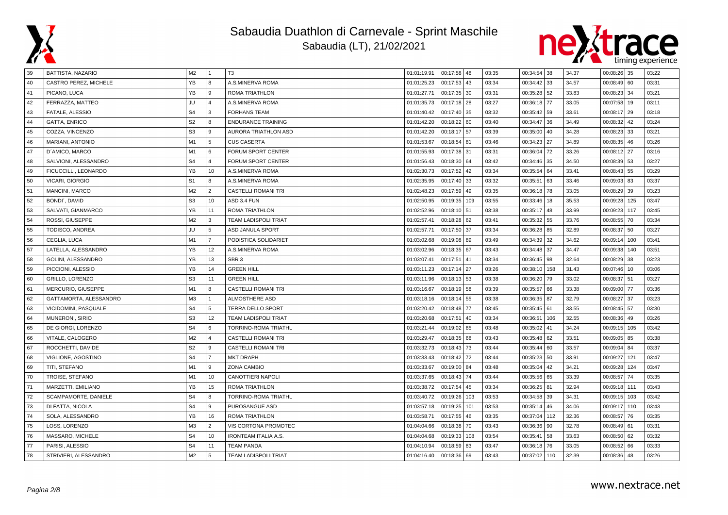# Sabaudia Duathlon di Carnevale - Sprint Maschile

## Sabaudia (LT), 21/02/2021

| | | | | | | | | | | | | | | | |
|---|---|---|---|---|---|---|---|---|---|---|---|---|---|---|---|
| 39 | BATTISTA, NAZARIO | M2 | 1 | T3 | 01:01:19.91 | 00:17:58 | 48 | 03:35 | 00:34:54 | 38 | 34.37 | 00:08:26 | 35 | 03:22 |
| 40 | CASTRO PEREZ, MICHELE | YB | 8 | A.S.MINERVA ROMA | 01:01:25.23 | 00:17:53 | 43 | 03:34 | 00:34:42 | 33 | 34.57 | 00:08:49 | 60 | 03:31 |
| 41 | PICANO, LUCA | YB | 9 | ROMA TRIATHLON | 01:01:27.71 | 00:17:35 | 30 | 03:31 | 00:35:28 | 52 | 33.83 | 00:08:23 | 34 | 03:21 |
| 42 | FERRAZZA, MATTEO | JU | 4 | A.S.MINERVA ROMA | 01:01:35.73 | 00:17:18 | 28 | 03:27 | 00:36:18 | 77 | 33.05 | 00:07:58 | 19 | 03:11 |
| 43 | FATALE, ALESSIO | S4 | 3 | FORHANS TEAM | 01:01:40.42 | 00:17:40 | 35 | 03:32 | 00:35:42 | 59 | 33.61 | 00:08:17 | 29 | 03:18 |
| 44 | GATTA, ENRICO | S2 | 8 | ENDURANCE TRAINING | 01:01:42.20 | 00:18:22 | 60 | 03:40 | 00:34:47 | 36 | 34.49 | 00:08:32 | 42 | 03:24 |
| 45 | COZZA, VINCENZO | S3 | 9 | AURORA TRIATHLON ASD | 01:01:42.20 | 00:18:17 | 57 | 03:39 | 00:35:00 | 40 | 34.28 | 00:08:23 | 33 | 03:21 |
| 46 | MARIANI, ANTONIO | M1 | 5 | CUS CASERTA | 01:01:53.67 | 00:18:54 | 81 | 03:46 | 00:34:23 | 27 | 34.89 | 00:08:35 | 46 | 03:26 |
| 47 | D`AMICO, MARCO | M1 | 6 | FORUM SPORT CENTER | 01:01:55.93 | 00:17:38 | 31 | 03:31 | 00:36:04 | 72 | 33.26 | 00:08:12 | 27 | 03:16 |
| 48 | SALVIONI, ALESSANDRO | S4 | 4 | FORUM SPORT CENTER | 01:01:56.43 | 00:18:30 | 64 | 03:42 | 00:34:46 | 35 | 34.50 | 00:08:39 | 53 | 03:27 |
| 49 | FICUCCILLI, LEONARDO | YB | 10 | A.S.MINERVA ROMA | 01:02:30.73 | 00:17:52 | 42 | 03:34 | 00:35:54 | 64 | 33.41 | 00:08:43 | 55 | 03:29 |
| 50 | VICARI, GIORGIO | S1 | 8 | A.S.MINERVA ROMA | 01:02:35.95 | 00:17:40 | 33 | 03:32 | 00:35:51 | 63 | 33.46 | 00:09:03 | 83 | 03:37 |
| 51 | MANCINI, MARCO | M2 | 2 | CASTELLI ROMANI TRI | 01:02:48.23 | 00:17:59 | 49 | 03:35 | 00:36:18 | 78 | 33.05 | 00:08:29 | 39 | 03:23 |
| 52 | BONDI`, DAVID | S3 | 10 | ASD 3.4 FUN | 01:02:50.95 | 00:19:35 | 109 | 03:55 | 00:33:46 | 18 | 35.53 | 00:09:28 | 125 | 03:47 |
| 53 | SALVATI, GIANMARCO | YB | 11 | ROMA TRIATHLON | 01:02:52.96 | 00:18:10 | 51 | 03:38 | 00:35:17 | 48 | 33.99 | 00:09:23 | 117 | 03:45 |
| 54 | ROSSI, GIUSEPPE | M2 | 3 | TEAM LADISPOLI TRIAT | 01:02:57.41 | 00:18:28 | 62 | 03:41 | 00:35:32 | 55 | 33.76 | 00:08:55 | 70 | 03:34 |
| 55 | TODISCO, ANDREA | JU | 5 | ASD JANULA SPORT | 01:02:57.71 | 00:17:50 | 37 | 03:34 | 00:36:28 | 85 | 32.89 | 00:08:37 | 50 | 03:27 |
| 56 | CEGLIA, LUCA | M1 | 7 | PODISTICA SOLIDARIET | 01:03:02.68 | 00:19:08 | 89 | 03:49 | 00:34:39 | 32 | 34.62 | 00:09:14 | 100 | 03:41 |
| 57 | LATELLA, ALESSANDRO | YB | 12 | A.S.MINERVA ROMA | 01:03:02.96 | 00:18:35 | 67 | 03:43 | 00:34:48 | 37 | 34.47 | 00:09:38 | 140 | 03:51 |
| 58 | GOLINI, ALESSANDRO | YB | 13 | SBR 3 | 01:03:07.41 | 00:17:51 | 41 | 03:34 | 00:36:45 | 98 | 32.64 | 00:08:29 | 38 | 03:23 |
| 59 | PICCIONI, ALESSIO | YB | 14 | GREEN HILL | 01:03:11.23 | 00:17:14 | 27 | 03:26 | 00:38:10 | 158 | 31.43 | 00:07:46 | 10 | 03:06 |
| 60 | GRILLO, LORENZO | S3 | 11 | GREEN HILL | 01:03:11.96 | 00:18:13 | 53 | 03:38 | 00:36:20 | 79 | 33.02 | 00:08:37 | 51 | 03:27 |
| 61 | MERCURIO, GIUSEPPE | M1 | 8 | CASTELLI ROMANI TRI | 01:03:16.67 | 00:18:19 | 58 | 03:39 | 00:35:57 | 66 | 33.38 | 00:09:00 | 77 | 03:36 |
| 62 | GATTAMORTA, ALESSANDRO | M3 | 1 | ALMOSTHERE ASD | 01:03:18.16 | 00:18:14 | 55 | 03:38 | 00:36:35 | 87 | 32.79 | 00:08:27 | 37 | 03:23 |
| 63 | VICIDOMINI, PASQUALE | S4 | 5 | TERRA DELLO SPORT | 01:03:20.42 | 00:18:48 | 77 | 03:45 | 00:35:45 | 61 | 33.55 | 00:08:45 | 57 | 03:30 |
| 64 | MUNERONI, SIRIO | S3 | 12 | TEAM LADISPOLI TRIAT | 01:03:20.68 | 00:17:51 | 40 | 03:34 | 00:36:51 | 106 | 32.55 | 00:08:36 | 49 | 03:26 |
| 65 | DE GIORGI, LORENZO | S4 | 6 | TORRINO-ROMA TRIATHL | 01:03:21.44 | 00:19:02 | 85 | 03:48 | 00:35:02 | 41 | 34.24 | 00:09:15 | 105 | 03:42 |
| 66 | VITALE, CALOGERO | M2 | 4 | CASTELLI ROMANI TRI | 01:03:29.47 | 00:18:35 | 68 | 03:43 | 00:35:48 | 62 | 33.51 | 00:09:05 | 85 | 03:38 |
| 67 | ROCCHETTI, DAVIDE | S2 | 9 | CASTELLI ROMANI TRI | 01:03:32.73 | 00:18:43 | 73 | 03:44 | 00:35:44 | 60 | 33.57 | 00:09:04 | 84 | 03:37 |
| 68 | VIGLIONE, AGOSTINO | S4 | 7 | MKT DRAPH | 01:03:33.43 | 00:18:42 | 72 | 03:44 | 00:35:23 | 50 | 33.91 | 00:09:27 | 121 | 03:47 |
| 69 | TITI, STEFANO | M1 | 9 | ZONA CAMBIO | 01:03:33.67 | 00:19:00 | 84 | 03:48 | 00:35:04 | 42 | 34.21 | 00:09:28 | 124 | 03:47 |
| 70 | TROISE, STEFANO | M1 | 10 | CANOTTIERI NAPOLI | 01:03:37.65 | 00:18:43 | 74 | 03:44 | 00:35:56 | 65 | 33.39 | 00:08:57 | 74 | 03:35 |
| 71 | MARZETTI, EMILIANO | YB | 15 | ROMA TRIATHLON | 01:03:38.72 | 00:17:54 | 45 | 03:34 | 00:36:25 | 81 | 32.94 | 00:09:18 | 111 | 03:43 |
| 72 | SCAMPAMORTE, DANIELE | S4 | 8 | TORRINO-ROMA TRIATHL | 01:03:40.72 | 00:19:26 | 103 | 03:53 | 00:34:58 | 39 | 34.31 | 00:09:15 | 103 | 03:42 |
| 73 | DI FATTA, NICOLA | S4 | 9 | PUROSANGUE ASD | 01:03:57.18 | 00:19:25 | 101 | 03:53 | 00:35:14 | 46 | 34.06 | 00:09:17 | 110 | 03:43 |
| 74 | SOLA, ALESSANDRO | YB | 16 | ROMA TRIATHLON | 01:03:58.71 | 00:17:55 | 46 | 03:35 | 00:37:04 | 112 | 32.36 | 00:08:57 | 76 | 03:35 |
| 75 | LOSS, LORENZO | M3 | 2 | VIS CORTONA PROMOTEC | 01:04:04.66 | 00:18:38 | 70 | 03:43 | 00:36:36 | 90 | 32.78 | 00:08:49 | 61 | 03:31 |
| 76 | MASSARO, MICHELE | S4 | 10 | IRONTEAM ITALIA A.S. | 01:04:04.68 | 00:19:33 | 108 | 03:54 | 00:35:41 | 58 | 33.63 | 00:08:50 | 62 | 03:32 |
| 77 | PARISI, ALESSIO | S4 | 11 | TEAM PANDA | 01:04:10.94 | 00:18:59 | 83 | 03:47 | 00:36:18 | 76 | 33.05 | 00:08:52 | 66 | 03:33 |
| 78 | STRIVIERI, ALESSANDRO | M2 | 5 | TEAM LADISPOLI TRIAT | 01:04:16.40 | 00:18:36 | 69 | 03:43 | 00:37:02 | 110 | 32.39 | 00:08:36 | 48 | 03:26 |

www.nextrace.net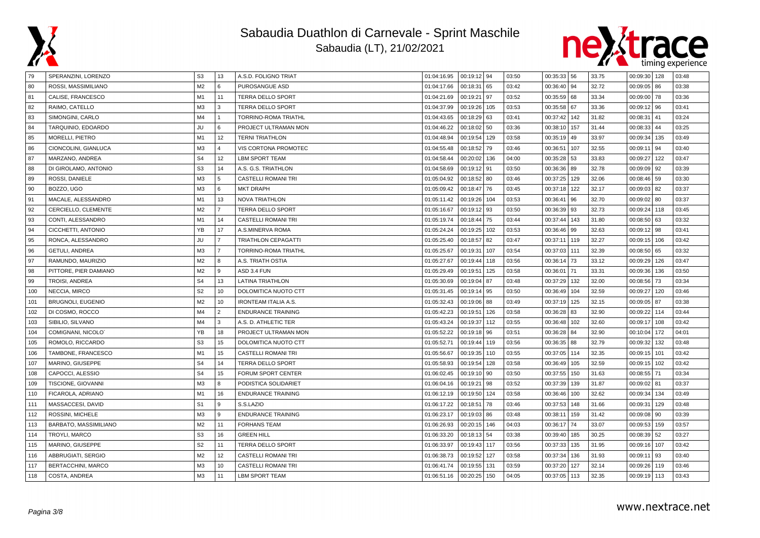# Sabaudia Duathlon di Carnevale - Sprint Maschile

## Sabaudia (LT), 21/02/2021

| | | | | | | | | | | | | | | | |
|---|---|---|---|---|---|---|---|---|---|---|---|---|---|---|---|
| 79 | SPERANZINI, LORENZO | S3 | 13 | A.S.D. FOLIGNO TRIAT | 01:04:16.95 | 00:19:12 | 94 | 03:50 | 00:35:33 | 56 | 33.75 | 00:09:30 | 128 | 03:48 |
| 80 | ROSSI, MASSIMILIANO | M2 | 6 | PUROSANGUE ASD | 01:04:17.66 | 00:18:31 | 65 | 03:42 | 00:36:40 | 94 | 32.72 | 00:09:05 | 86 | 03:38 |
| 81 | CALISE, FRANCESCO | M1 | 11 | TERRA DELLO SPORT | 01:04:21.69 | 00:19:21 | 97 | 03:52 | 00:35:59 | 68 | 33.34 | 00:09:00 | 78 | 03:36 |
| 82 | RAIMO, CATELLO | M3 | 3 | TERRA DELLO SPORT | 01:04:37.99 | 00:19:26 | 105 | 03:53 | 00:35:58 | 67 | 33.36 | 00:09:12 | 96 | 03:41 |
| 83 | SIMONGINI, CARLO | M4 | 1 | TORRINO-ROMA TRIATHL | 01:04:43.65 | 00:18:29 | 63 | 03:41 | 00:37:42 | 142 | 31.82 | 00:08:31 | 41 | 03:24 |
| 84 | TARQUINIO, EDOARDO | JU | 6 | PROJECT ULTRAMAN MON | 01:04:46.22 | 00:18:02 | 50 | 03:36 | 00:38:10 | 157 | 31.44 | 00:08:33 | 44 | 03:25 |
| 85 | MORELLI, PIETRO | M1 | 12 | TERNI TRIATHLON | 01:04:48.94 | 00:19:54 | 129 | 03:58 | 00:35:19 | 49 | 33.97 | 00:09:34 | 135 | 03:49 |
| 86 | CIONCOLINI, GIANLUCA | M3 | 4 | VIS CORTONA PROMOTEC | 01:04:55.48 | 00:18:52 | 79 | 03:46 | 00:36:51 | 107 | 32.55 | 00:09:11 | 94 | 03:40 |
| 87 | MARZANO, ANDREA | S4 | 12 | LBM SPORT TEAM | 01:04:58.44 | 00:20:02 | 136 | 04:00 | 00:35:28 | 53 | 33.83 | 00:09:27 | 122 | 03:47 |
| 88 | DI GIROLAMO, ANTONIO | S3 | 14 | A.S. G.S. TRIATHLON | 01:04:58.69 | 00:19:12 | 91 | 03:50 | 00:36:36 | 89 | 32.78 | 00:09:09 | 92 | 03:39 |
| 89 | ROSSI, DANIELE | M3 | 5 | CASTELLI ROMANI TRI | 01:05:04.92 | 00:18:52 | 80 | 03:46 | 00:37:25 | 129 | 32.06 | 00:08:46 | 59 | 03:30 |
| 90 | BOZZO, UGO | M3 | 6 | MKT DRAPH | 01:05:09.42 | 00:18:47 | 76 | 03:45 | 00:37:18 | 122 | 32.17 | 00:09:03 | 82 | 03:37 |
| 91 | MACALE, ALESSANDRO | M1 | 13 | NOVA TRIATHLON | 01:05:11.42 | 00:19:26 | 104 | 03:53 | 00:36:41 | 96 | 32.70 | 00:09:02 | 80 | 03:37 |
| 92 | CERCIELLO, CLEMENTE | M2 | 7 | TERRA DELLO SPORT | 01:05:16.67 | 00:19:12 | 93 | 03:50 | 00:36:39 | 93 | 32.73 | 00:09:24 | 118 | 03:45 |
| 93 | CONTI, ALESSANDRO | M1 | 14 | CASTELLI ROMANI TRI | 01:05:19.74 | 00:18:44 | 75 | 03:44 | 00:37:44 | 143 | 31.80 | 00:08:50 | 63 | 03:32 |
| 94 | CICCHETTI, ANTONIO | YB | 17 | A.S.MINERVA ROMA | 01:05:24.24 | 00:19:25 | 102 | 03:53 | 00:36:46 | 99 | 32.63 | 00:09:12 | 98 | 03:41 |
| 95 | RONCA, ALESSANDRO | JU | 7 | TRIATHLON CEPAGATTI | 01:05:25.40 | 00:18:57 | 82 | 03:47 | 00:37:11 | 119 | 32.27 | 00:09:15 | 106 | 03:42 |
| 96 | GETULI, ANDREA | M3 | 7 | TORRINO-ROMA TRIATHL | 01:05:25.67 | 00:19:31 | 107 | 03:54 | 00:37:03 | 111 | 32.39 | 00:08:50 | 65 | 03:32 |
| 97 | RAMUNDO, MAURIZIO | M2 | 8 | A.S. TRIATH OSTIA | 01:05:27.67 | 00:19:44 | 118 | 03:56 | 00:36:14 | 73 | 33.12 | 00:09:29 | 126 | 03:47 |
| 98 | PITTORE, PIER DAMIANO | M2 | 9 | ASD 3.4 FUN | 01:05:29.49 | 00:19:51 | 125 | 03:58 | 00:36:01 | 71 | 33.31 | 00:09:36 | 136 | 03:50 |
| 99 | TROISI, ANDREA | S4 | 13 | LATINA TRIATHLON | 01:05:30.69 | 00:19:04 | 87 | 03:48 | 00:37:29 | 132 | 32.00 | 00:08:56 | 73 | 03:34 |
| 100 | NECCIA, MIRCO | S2 | 10 | DOLOMITICA NUOTO CTT | 01:05:31.45 | 00:19:14 | 95 | 03:50 | 00:36:49 | 104 | 32.59 | 00:09:27 | 120 | 03:46 |
| 101 | BRUGNOLI, EUGENIO | M2 | 10 | IRONTEAM ITALIA A.S. | 01:05:32.43 | 00:19:06 | 88 | 03:49 | 00:37:19 | 125 | 32.15 | 00:09:05 | 87 | 03:38 |
| 102 | DI COSMO, ROCCO | M4 | 2 | ENDURANCE TRAINING | 01:05:42.23 | 00:19:51 | 126 | 03:58 | 00:36:28 | 83 | 32.90 | 00:09:22 | 114 | 03:44 |
| 103 | SIBILIO, SILVANO | M4 | 3 | A.S. D. ATHLETIC TER | 01:05:43.24 | 00:19:37 | 112 | 03:55 | 00:36:48 | 102 | 32.60 | 00:09:17 | 108 | 03:42 |
| 104 | COMIGNANI, NICOLO' | YB | 18 | PROJECT ULTRAMAN MON | 01:05:52.22 | 00:19:18 | 96 | 03:51 | 00:36:28 | 84 | 32.90 | 00:10:04 | 172 | 04:01 |
| 105 | ROMOLO, RICCARDO | S3 | 15 | DOLOMITICA NUOTO CTT | 01:05:52.71 | 00:19:44 | 119 | 03:56 | 00:36:35 | 88 | 32.79 | 00:09:32 | 132 | 03:48 |
| 106 | TAMBONE, FRANCESCO | M1 | 15 | CASTELLI ROMANI TRI | 01:05:56.67 | 00:19:35 | 110 | 03:55 | 00:37:05 | 114 | 32.35 | 00:09:15 | 101 | 03:42 |
| 107 | MARINO, GIUSEPPE | S4 | 14 | TERRA DELLO SPORT | 01:05:58.93 | 00:19:54 | 128 | 03:58 | 00:36:49 | 105 | 32.59 | 00:09:15 | 102 | 03:42 |
| 108 | CAPOCCI, ALESSIO | S4 | 15 | FORUM SPORT CENTER | 01:06:02.45 | 00:19:10 | 90 | 03:50 | 00:37:55 | 150 | 31.63 | 00:08:55 | 71 | 03:34 |
| 109 | TISCIONE, GIOVANNI | M3 | 8 | PODISTICA SOLIDARIET | 01:06:04.16 | 00:19:21 | 98 | 03:52 | 00:37:39 | 139 | 31.87 | 00:09:02 | 81 | 03:37 |
| 110 | FICAROLA, ADRIANO | M1 | 16 | ENDURANCE TRAINING | 01:06:12.19 | 00:19:50 | 124 | 03:58 | 00:36:46 | 100 | 32.62 | 00:09:34 | 134 | 03:49 |
| 111 | MASSACCESI, DAVID | S1 | 9 | S.S.LAZIO | 01:06:17.22 | 00:18:51 | 78 | 03:46 | 00:37:53 | 148 | 31.66 | 00:09:31 | 129 | 03:48 |
| 112 | ROSSINI, MICHELE | M3 | 9 | ENDURANCE TRAINING | 01:06:23.17 | 00:19:03 | 86 | 03:48 | 00:38:11 | 159 | 31.42 | 00:09:08 | 90 | 03:39 |
| 113 | BARBATO, MASSIMILIANO | M2 | 11 | FORHANS TEAM | 01:06:26.93 | 00:20:15 | 146 | 04:03 | 00:36:17 | 74 | 33.07 | 00:09:53 | 159 | 03:57 |
| 114 | TROYLI, MARCO | S3 | 16 | GREEN HILL | 01:06:33.20 | 00:18:13 | 54 | 03:38 | 00:39:40 | 185 | 30.25 | 00:08:39 | 52 | 03:27 |
| 115 | MARINO, GIUSEPPE | S2 | 11 | TERRA DELLO SPORT | 01:06:33.97 | 00:19:43 | 117 | 03:56 | 00:37:33 | 135 | 31.95 | 00:09:16 | 107 | 03:42 |
| 116 | ABBRUGIATI, SERGIO | M2 | 12 | CASTELLI ROMANI TRI | 01:06:38.73 | 00:19:52 | 127 | 03:58 | 00:37:34 | 136 | 31.93 | 00:09:11 | 93 | 03:40 |
| 117 | BERTACCHINI, MARCO | M3 | 10 | CASTELLI ROMANI TRI | 01:06:41.74 | 00:19:55 | 131 | 03:59 | 00:37:20 | 127 | 32.14 | 00:09:26 | 119 | 03:46 |
| 118 | COSTA, ANDREA | M3 | 11 | LBM SPORT TEAM | 01:06:51.16 | 00:20:25 | 150 | 04:05 | 00:37:05 | 113 | 32.35 | 00:09:19 | 113 | 03:43 |

www.nextrace.net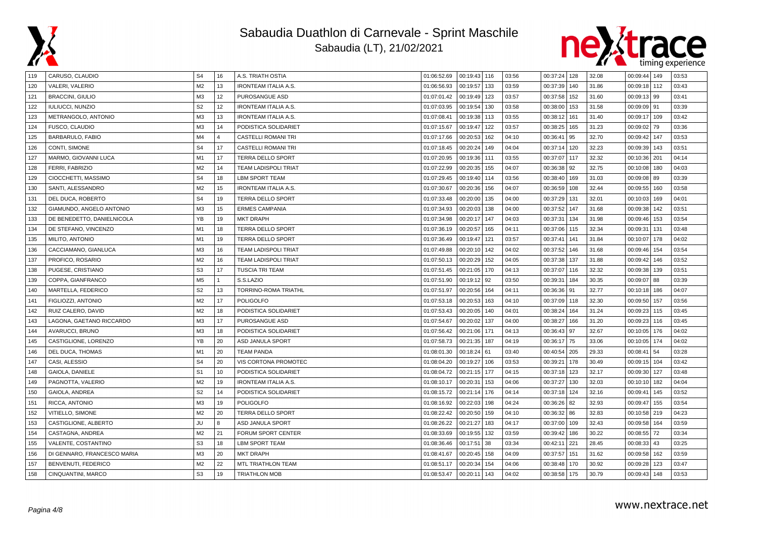# Sabaudia Duathlon di Carnevale - Sprint Maschile

Sabaudia (LT), 21/02/2021

| | | | | | | | | | | | | | | |
|---|---|---|---|---|---|---|---|---|---|---|---|---|---|---|
| 119 | CARUSO, CLAUDIO | S4 | 16 | A.S. TRIATH OSTIA | 01:06:52.69 | 00:19:43 | 116 | 03:56 | 00:37:24 | 128 | 32.08 | 00:09:44 | 149 | 03:53 |
| 120 | VALERI, VALERIO | M2 | 13 | IRONTEAM ITALIA A.S. | 01:06:56.93 | 00:19:57 | 133 | 03:59 | 00:37:39 | 140 | 31.86 | 00:09:18 | 112 | 03:43 |
| 121 | BRACCINI, GIULIO | M3 | 12 | PUROSANGUE ASD | 01:07:01.42 | 00:19:49 | 123 | 03:57 | 00:37:58 | 152 | 31.60 | 00:09:13 | 99 | 03:41 |
| 122 | IULIUCCI, NUNZIO | S2 | 12 | IRONTEAM ITALIA A.S. | 01:07:03.95 | 00:19:54 | 130 | 03:58 | 00:38:00 | 153 | 31.58 | 00:09:09 | 91 | 03:39 |
| 123 | METRANGOLO, ANTONIO | M3 | 13 | IRONTEAM ITALIA A.S. | 01:07:08.41 | 00:19:38 | 113 | 03:55 | 00:38:12 | 161 | 31.40 | 00:09:17 | 109 | 03:42 |
| 124 | FUSCO, CLAUDIO | M3 | 14 | PODISTICA SOLIDARIET | 01:07:15.67 | 00:19:47 | 122 | 03:57 | 00:38:25 | 165 | 31.23 | 00:09:02 | 79 | 03:36 |
| 125 | BARBARULO, FABIO | M4 | 4 | CASTELLI ROMANI TRI | 01:07:17.66 | 00:20:53 | 162 | 04:10 | 00:36:41 | 95 | 32.70 | 00:09:42 | 147 | 03:53 |
| 126 | CONTI, SIMONE | S4 | 17 | CASTELLI ROMANI TRI | 01:07:18.45 | 00:20:24 | 149 | 04:04 | 00:37:14 | 120 | 32.23 | 00:09:39 | 143 | 03:51 |
| 127 | MARMO, GIOVANNI LUCA | M1 | 17 | TERRA DELLO SPORT | 01:07:20.95 | 00:19:36 | 111 | 03:55 | 00:37:07 | 117 | 32.32 | 00:10:36 | 201 | 04:14 |
| 128 | FERRI, FABRIZIO | M2 | 14 | TEAM LADISPOLI TRIAT | 01:07:22.99 | 00:20:35 | 155 | 04:07 | 00:36:38 | 92 | 32.75 | 00:10:08 | 180 | 04:03 |
| 129 | CIOCCHETTI, MASSIMO | S4 | 18 | LBM SPORT TEAM | 01:07:29.45 | 00:19:40 | 114 | 03:56 | 00:38:40 | 169 | 31.03 | 00:09:08 | 89 | 03:39 |
| 130 | SANTI, ALESSANDRO | M2 | 15 | IRONTEAM ITALIA A.S. | 01:07:30.67 | 00:20:36 | 156 | 04:07 | 00:36:59 | 108 | 32.44 | 00:09:55 | 160 | 03:58 |
| 131 | DEL DUCA, ROBERTO | S4 | 19 | TERRA DELLO SPORT | 01:07:33.48 | 00:20:00 | 135 | 04:00 | 00:37:29 | 131 | 32.01 | 00:10:03 | 169 | 04:01 |
| 132 | GIAMUNDO, ANGELO ANTONIO | M3 | 15 | ERMES CAMPANIA | 01:07:34.93 | 00:20:03 | 138 | 04:00 | 00:37:52 | 147 | 31.68 | 00:09:38 | 142 | 03:51 |
| 133 | DE BENEDETTO, DANIELNICOLA | YB | 19 | MKT DRAPH | 01:07:34.98 | 00:20:17 | 147 | 04:03 | 00:37:31 | 134 | 31.98 | 00:09:46 | 153 | 03:54 |
| 134 | DE STEFANO, VINCENZO | M1 | 18 | TERRA DELLO SPORT | 01:07:36.19 | 00:20:57 | 165 | 04:11 | 00:37:06 | 115 | 32.34 | 00:09:31 | 131 | 03:48 |
| 135 | MILITO, ANTONIO | M1 | 19 | TERRA DELLO SPORT | 01:07:36.49 | 00:19:47 | 121 | 03:57 | 00:37:41 | 141 | 31.84 | 00:10:07 | 178 | 04:02 |
| 136 | CACCIAMANO, GIANLUCA | M3 | 16 | TEAM LADISPOLI TRIAT | 01:07:49.88 | 00:20:10 | 142 | 04:02 | 00:37:52 | 146 | 31.68 | 00:09:46 | 154 | 03:54 |
| 137 | PROFICO, ROSARIO | M2 | 16 | TEAM LADISPOLI TRIAT | 01:07:50.13 | 00:20:29 | 152 | 04:05 | 00:37:38 | 137 | 31.88 | 00:09:42 | 146 | 03:52 |
| 138 | PUGESE, CRISTIANO | S3 | 17 | TUSCIA TRI TEAM | 01:07:51.45 | 00:21:05 | 170 | 04:13 | 00:37:07 | 116 | 32.32 | 00:09:38 | 139 | 03:51 |
| 139 | COPPA, GIANFRANCO | M5 | 1 | S.S.LAZIO | 01:07:51.90 | 00:19:12 | 92 | 03:50 | 00:39:31 | 184 | 30.35 | 00:09:07 | 88 | 03:39 |
| 140 | MARTELLA, FEDERICO | S2 | 13 | TORRINO-ROMA TRIATHL | 01:07:51.97 | 00:20:56 | 164 | 04:11 | 00:36:36 | 91 | 32.77 | 00:10:18 | 186 | 04:07 |
| 141 | FIGLIOZZI, ANTONIO | M2 | 17 | POLIGOLFO | 01:07:53.18 | 00:20:53 | 163 | 04:10 | 00:37:09 | 118 | 32.30 | 00:09:50 | 157 | 03:56 |
| 142 | RUIZ CALERO, DAVID | M2 | 18 | PODISTICA SOLIDARIET | 01:07:53.43 | 00:20:05 | 140 | 04:01 | 00:38:24 | 164 | 31.24 | 00:09:23 | 115 | 03:45 |
| 143 | LAGONA, GAETANO RICCARDO | M3 | 17 | PUROSANGUE ASD | 01:07:54.67 | 00:20:02 | 137 | 04:00 | 00:38:27 | 166 | 31.20 | 00:09:23 | 116 | 03:45 |
| 144 | AVARUCCI, BRUNO | M3 | 18 | PODISTICA SOLIDARIET | 01:07:56.42 | 00:21:06 | 171 | 04:13 | 00:36:43 | 97 | 32.67 | 00:10:05 | 176 | 04:02 |
| 145 | CASTIGLIONE, LORENZO | YB | 20 | ASD JANULA SPORT | 01:07:58.73 | 00:21:35 | 187 | 04:19 | 00:36:17 | 75 | 33.06 | 00:10:05 | 174 | 04:02 |
| 146 | DEL DUCA, THOMAS | M1 | 20 | TEAM PANDA | 01:08:01.30 | 00:18:24 | 61 | 03:40 | 00:40:54 | 205 | 29.33 | 00:08:41 | 54 | 03:28 |
| 147 | CASI, ALESSIO | S4 | 20 | VIS CORTONA PROMOTEC | 01:08:04.20 | 00:19:27 | 106 | 03:53 | 00:39:21 | 178 | 30.49 | 00:09:15 | 104 | 03:42 |
| 148 | GAIOLA, DANIELE | S1 | 10 | PODISTICA SOLIDARIET | 01:08:04.72 | 00:21:15 | 177 | 04:15 | 00:37:18 | 123 | 32.17 | 00:09:30 | 127 | 03:48 |
| 149 | PAGNOTTA, VALERIO | M2 | 19 | IRONTEAM ITALIA A.S. | 01:08:10.17 | 00:20:31 | 153 | 04:06 | 00:37:27 | 130 | 32.03 | 00:10:10 | 182 | 04:04 |
| 150 | GAIOLA, ANDREA | S2 | 14 | PODISTICA SOLIDARIET | 01:08:15.72 | 00:21:14 | 176 | 04:14 | 00:37:18 | 124 | 32.16 | 00:09:41 | 145 | 03:52 |
| 151 | RICCA, ANTONIO | M3 | 19 | POLIGOLFO | 01:08:16.92 | 00:22:03 | 198 | 04:24 | 00:36:26 | 82 | 32.93 | 00:09:47 | 155 | 03:54 |
| 152 | VITIELLO, SIMONE | M2 | 20 | TERRA DELLO SPORT | 01:08:22.42 | 00:20:50 | 159 | 04:10 | 00:36:32 | 86 | 32.83 | 00:10:58 | 219 | 04:23 |
| 153 | CASTIGLIONE, ALBERTO | JU | 8 | ASD JANULA SPORT | 01:08:26.22 | 00:21:27 | 183 | 04:17 | 00:37:00 | 109 | 32.43 | 00:09:58 | 164 | 03:59 |
| 154 | CASTAGNA, ANDREA | M2 | 21 | FORUM SPORT CENTER | 01:08:33.69 | 00:19:55 | 132 | 03:59 | 00:39:42 | 186 | 30.22 | 00:08:55 | 72 | 03:34 |
| 155 | VALENTE, COSTANTINO | S3 | 18 | LBM SPORT TEAM | 01:08:36.46 | 00:17:51 | 38 | 03:34 | 00:42:11 | 221 | 28.45 | 00:08:33 | 43 | 03:25 |
| 156 | DI GENNARO, FRANCESCO MARIA | M3 | 20 | MKT DRAPH | 01:08:41.67 | 00:20:45 | 158 | 04:09 | 00:37:57 | 151 | 31.62 | 00:09:58 | 162 | 03:59 |
| 157 | BENVENUTI, FEDERICO | M2 | 22 | MTL TRIATHLON TEAM | 01:08:51.17 | 00:20:34 | 154 | 04:06 | 00:38:48 | 170 | 30.92 | 00:09:28 | 123 | 03:47 |
| 158 | CINQUANTINI, MARCO | S3 | 19 | TRIATHLON MOB | 01:08:53.47 | 00:20:11 | 143 | 04:02 | 00:38:58 | 175 | 30.79 | 00:09:43 | 148 | 03:53 |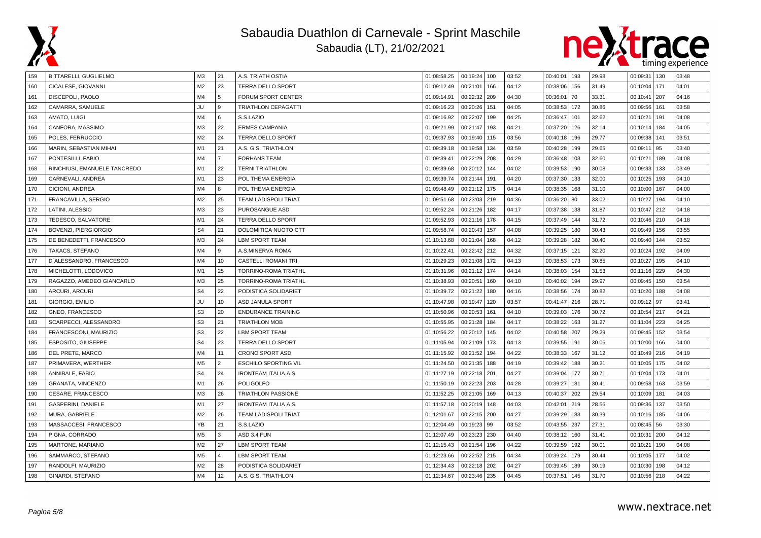# Sabaudia Duathlon di Carnevale - Sprint Maschile

Sabaudia (LT), 21/02/2021

| | | | | | | | | | | | | | | | |
|---|---|---|---|---|---|---|---|---|---|---|---|---|---|---|---|
| 159 | BITTARELLI, GUGLIELMO | M3 | 21 | A.S. TRIATH OSTIA | 01:08:58.25 | 00:19:24 | 100 | 03:52 | 00:40:01 | 193 | 29.98 | 00:09:31 | 130 | 03:48 |
| 160 | CICALESE, GIOVANNI | M2 | 23 | TERRA DELLO SPORT | 01:09:12.49 | 00:21:01 | 166 | 04:12 | 00:38:06 | 156 | 31.49 | 00:10:04 | 171 | 04:01 |
| 161 | DISCEPOLI, PAOLO | M4 | 5 | FORUM SPORT CENTER | 01:09:14.91 | 00:22:32 | 209 | 04:30 | 00:36:01 | 70 | 33.31 | 00:10:41 | 207 | 04:16 |
| 162 | CAMARRA, SAMUELE | JU | 9 | TRIATHLON CEPAGATTI | 01:09:16.23 | 00:20:26 | 151 | 04:05 | 00:38:53 | 172 | 30.86 | 00:09:56 | 161 | 03:58 |
| 163 | AMATO, LUIGI | M4 | 6 | S.S.LAZIO | 01:09:16.92 | 00:22:07 | 199 | 04:25 | 00:36:47 | 101 | 32.62 | 00:10:21 | 191 | 04:08 |
| 164 | CANFORA, MASSIMO | M3 | 22 | ERMES CAMPANIA | 01:09:21.99 | 00:21:47 | 193 | 04:21 | 00:37:20 | 126 | 32.14 | 00:10:14 | 184 | 04:05 |
| 165 | POLES, FERRUCCIO | M2 | 24 | TERRA DELLO SPORT | 01:09:37.93 | 00:19:40 | 115 | 03:56 | 00:40:18 | 196 | 29.77 | 00:09:38 | 141 | 03:51 |
| 166 | MARIN, SEBASTIAN MIHAI | M1 | 21 | A.S. G.S. TRIATHLON | 01:09:39.18 | 00:19:58 | 134 | 03:59 | 00:40:28 | 199 | 29.65 | 00:09:11 | 95 | 03:40 |
| 167 | PONTESILLI, FABIO | M4 | 7 | FORHANS TEAM | 01:09:39.41 | 00:22:29 | 208 | 04:29 | 00:36:48 | 103 | 32.60 | 00:10:21 | 189 | 04:08 |
| 168 | RINCHIUSI, EMANUELE TANCREDO | M1 | 22 | TERNI TRIATHLON | 01:09:39.68 | 00:20:12 | 144 | 04:02 | 00:39:53 | 190 | 30.08 | 00:09:33 | 133 | 03:49 |
| 169 | CARNEVALI, ANDREA | M1 | 23 | POL THEMA ENERGIA | 01:09:39.74 | 00:21:44 | 191 | 04:20 | 00:37:30 | 133 | 32.00 | 00:10:25 | 193 | 04:10 |
| 170 | CICIONI, ANDREA | M4 | 8 | POL THEMA ENERGIA | 01:09:48.49 | 00:21:12 | 175 | 04:14 | 00:38:35 | 168 | 31.10 | 00:10:00 | 167 | 04:00 |
| 171 | FRANCAVILLA, SERGIO | M2 | 25 | TEAM LADISPOLI TRIAT | 01:09:51.68 | 00:23:03 | 219 | 04:36 | 00:36:20 | 80 | 33.02 | 00:10:27 | 194 | 04:10 |
| 172 | LATINI, ALESSIO | M3 | 23 | PUROSANGUE ASD | 01:09:52.24 | 00:21:26 | 182 | 04:17 | 00:37:38 | 138 | 31.87 | 00:10:47 | 212 | 04:18 |
| 173 | TEDESCO, SALVATORE | M1 | 24 | TERRA DELLO SPORT | 01:09:52.93 | 00:21:16 | 178 | 04:15 | 00:37:49 | 144 | 31.72 | 00:10:46 | 210 | 04:18 |
| 174 | BOVENZI, PIERGIORGIO | S4 | 21 | DOLOMITICA NUOTO CTT | 01:09:58.74 | 00:20:43 | 157 | 04:08 | 00:39:25 | 180 | 30.43 | 00:09:49 | 156 | 03:55 |
| 175 | DE BENEDETTI, FRANCESCO | M3 | 24 | LBM SPORT TEAM | 01:10:13.68 | 00:21:04 | 168 | 04:12 | 00:39:28 | 182 | 30.40 | 00:09:40 | 144 | 03:52 |
| 176 | TAKACS, STEFANO | M4 | 9 | A.S.MINERVA ROMA | 01:10:22.41 | 00:22:42 | 212 | 04:32 | 00:37:15 | 121 | 32.20 | 00:10:24 | 192 | 04:09 |
| 177 | D´ALESSANDRO, FRANCESCO | M4 | 10 | CASTELLI ROMANI TRI | 01:10:29.23 | 00:21:08 | 172 | 04:13 | 00:38:53 | 173 | 30.85 | 00:10:27 | 195 | 04:10 |
| 178 | MICHELOTTI, LODOVICO | M1 | 25 | TORRINO-ROMA TRIATHL | 01:10:31.96 | 00:21:12 | 174 | 04:14 | 00:38:03 | 154 | 31.53 | 00:11:16 | 229 | 04:30 |
| 179 | RAGAZZO, AMEDEO GIANCARLO | M3 | 25 | TORRINO-ROMA TRIATHL | 01:10:38.93 | 00:20:51 | 160 | 04:10 | 00:40:02 | 194 | 29.97 | 00:09:45 | 150 | 03:54 |
| 180 | ARCURI, ARCURI | S4 | 22 | PODISTICA SOLIDARIET | 01:10:39.72 | 00:21:22 | 180 | 04:16 | 00:38:56 | 174 | 30.82 | 00:10:20 | 188 | 04:08 |
| 181 | GIORGIO, EMILIO | JU | 10 | ASD JANULA SPORT | 01:10:47.98 | 00:19:47 | 120 | 03:57 | 00:41:47 | 216 | 28.71 | 00:09:12 | 97 | 03:41 |
| 182 | GNEO, FRANCESCO | S3 | 20 | ENDURANCE TRAINING | 01:10:50.96 | 00:20:53 | 161 | 04:10 | 00:39:03 | 176 | 30.72 | 00:10:54 | 217 | 04:21 |
| 183 | SCARPECCI, ALESSANDRO | S3 | 21 | TRIATHLON MOB | 01:10:55.95 | 00:21:28 | 184 | 04:17 | 00:38:22 | 163 | 31.27 | 00:11:04 | 223 | 04:25 |
| 184 | FRANCESCONI, MAURIZIO | S3 | 22 | LBM SPORT TEAM | 01:10:56.22 | 00:20:12 | 145 | 04:02 | 00:40:58 | 207 | 29.29 | 00:09:45 | 152 | 03:54 |
| 185 | ESPOSITO, GIUSEPPE | S4 | 23 | TERRA DELLO SPORT | 01:11:05.94 | 00:21:09 | 173 | 04:13 | 00:39:55 | 191 | 30.06 | 00:10:00 | 166 | 04:00 |
| 186 | DEL PRETE, MARCO | M4 | 11 | CRONO SPORT ASD | 01:11:15.92 | 00:21:52 | 194 | 04:22 | 00:38:33 | 167 | 31.12 | 00:10:49 | 216 | 04:19 |
| 187 | PRIMAVERA, WERTHER | M5 | 2 | ESCHILO SPORTING VIL | 01:11:24.50 | 00:21:35 | 188 | 04:19 | 00:39:42 | 188 | 30.21 | 00:10:05 | 175 | 04:02 |
| 188 | ANNIBALE, FABIO | S4 | 24 | IRONTEAM ITALIA A.S. | 01:11:27.19 | 00:22:18 | 201 | 04:27 | 00:39:04 | 177 | 30.71 | 00:10:04 | 173 | 04:01 |
| 189 | GRANATA, VINCENZO | M1 | 26 | POLIGOLFO | 01:11:50.19 | 00:22:23 | 203 | 04:28 | 00:39:27 | 181 | 30.41 | 00:09:58 | 163 | 03:59 |
| 190 | CESARE, FRANCESCO | M3 | 26 | TRIATHLON PASSIONE | 01:11:52.25 | 00:21:05 | 169 | 04:13 | 00:40:37 | 202 | 29.54 | 00:10:09 | 181 | 04:03 |
| 191 | GASPERINI, DANIELE | M1 | 27 | IRONTEAM ITALIA A.S. | 01:11:57.18 | 00:20:19 | 148 | 04:03 | 00:42:01 | 219 | 28.56 | 00:09:36 | 137 | 03:50 |
| 192 | MURA, GABRIELE | M2 | 26 | TEAM LADISPOLI TRIAT | 01:12:01.67 | 00:22:15 | 200 | 04:27 | 00:39:29 | 183 | 30.39 | 00:10:16 | 185 | 04:06 |
| 193 | MASSACCESI, FRANCESCO | YB | 21 | S.S.LAZIO | 01:12:04.49 | 00:19:23 | 99 | 03:52 | 00:43:55 | 237 | 27.31 | 00:08:45 | 56 | 03:30 |
| 194 | PIGNA, CORRADO | M5 | 3 | ASD 3.4 FUN | 01:12:07.49 | 00:23:23 | 230 | 04:40 | 00:38:12 | 160 | 31.41 | 00:10:31 | 200 | 04:12 |
| 195 | MARTONE, MARIANO | M2 | 27 | LBM SPORT TEAM | 01:12:15.43 | 00:21:54 | 196 | 04:22 | 00:39:59 | 192 | 30.01 | 00:10:21 | 190 | 04:08 |
| 196 | SAMMARCO, STEFANO | M5 | 4 | LBM SPORT TEAM | 01:12:23.66 | 00:22:52 | 215 | 04:34 | 00:39:24 | 179 | 30.44 | 00:10:05 | 177 | 04:02 |
| 197 | RANDOLFI, MAURIZIO | M2 | 28 | PODISTICA SOLIDARIET | 01:12:34.43 | 00:22:18 | 202 | 04:27 | 00:39:45 | 189 | 30.19 | 00:10:30 | 198 | 04:12 |
| 198 | GINARDI, STEFANO | M4 | 12 | A.S. G.S. TRIATHLON | 01:12:34.67 | 00:23:46 | 235 | 04:45 | 00:37:51 | 145 | 31.70 | 00:10:56 | 218 | 04:22 |

www.nextrace.net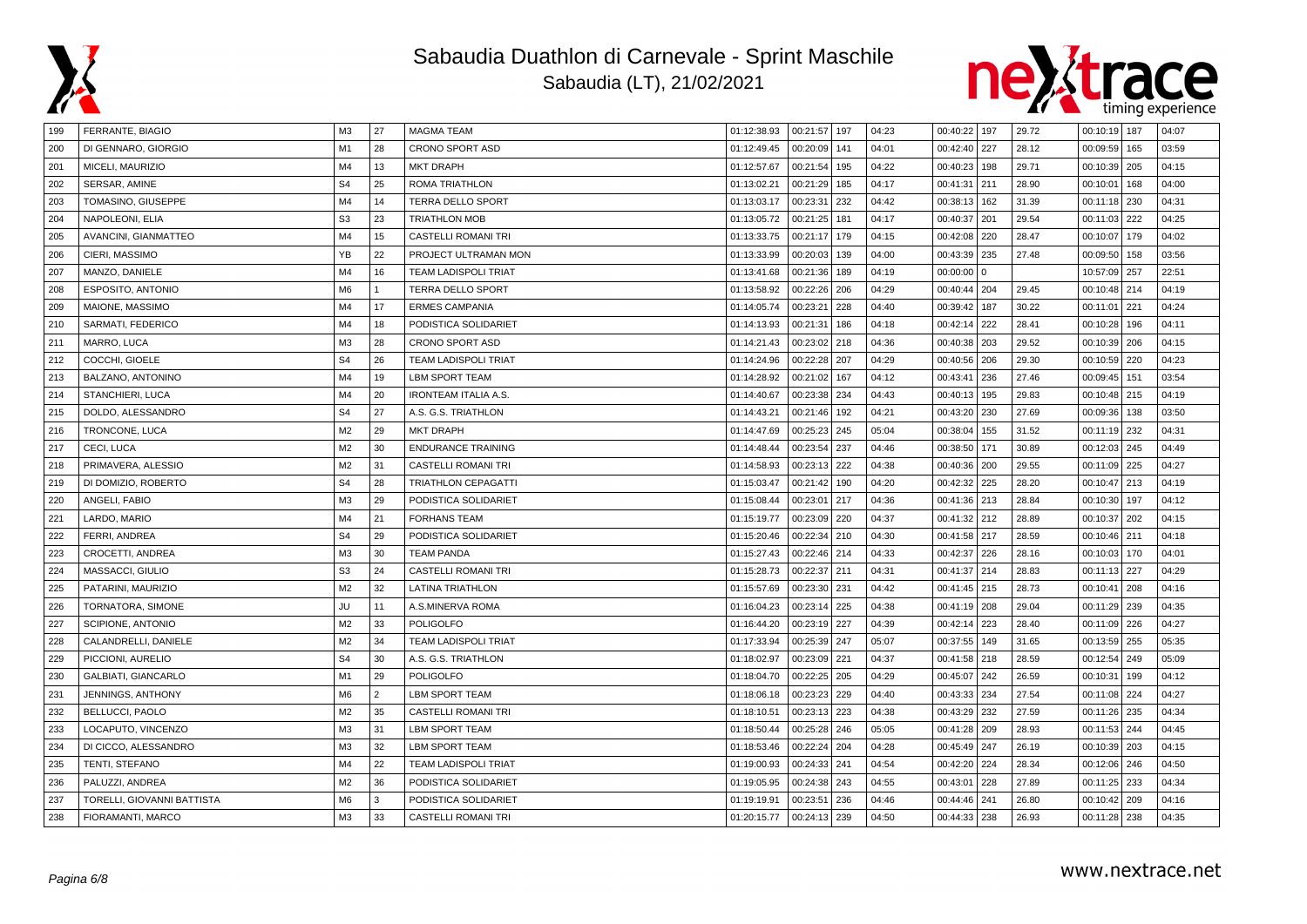# Sabaudia Duathlon di Carnevale - Sprint Maschile

Sabaudia (LT), 21/02/2021

| | | | | | | | | | | | | | | | |
|---|---|---|---|---|---|---|---|---|---|---|---|---|---|---|---|
| 199 | FERRANTE, BIAGIO | M3 | 27 | MAGMA TEAM | 01:12:38.93 | 00:21:57 | 197 | 04:23 | 00:40:22 | 197 | 29.72 | 00:10:19 | 187 | 04:07 |
| 200 | DI GENNARO, GIORGIO | M1 | 28 | CRONO SPORT ASD | 01:12:49.45 | 00:20:09 | 141 | 04:01 | 00:42:40 | 227 | 28.12 | 00:09:59 | 165 | 03:59 |
| 201 | MICELI, MAURIZIO | M4 | 13 | MKT DRAPH | 01:12:57.67 | 00:21:54 | 195 | 04:22 | 00:40:23 | 198 | 29.71 | 00:10:39 | 205 | 04:15 |
| 202 | SERSAR, AMINE | S4 | 25 | ROMA TRIATHLON | 01:13:02.21 | 00:21:29 | 185 | 04:17 | 00:41:31 | 211 | 28.90 | 00:10:01 | 168 | 04:00 |
| 203 | TOMASINO, GIUSEPPE | M4 | 14 | TERRA DELLO SPORT | 01:13:03.17 | 00:23:31 | 232 | 04:42 | 00:38:13 | 162 | 31.39 | 00:11:18 | 230 | 04:31 |
| 204 | NAPOLEONI, ELIA | S3 | 23 | TRIATHLON MOB | 01:13:05.72 | 00:21:25 | 181 | 04:17 | 00:40:37 | 201 | 29.54 | 00:11:03 | 222 | 04:25 |
| 205 | AVANCINI, GIANMATTEO | M4 | 15 | CASTELLI ROMANI TRI | 01:13:33.75 | 00:21:17 | 179 | 04:15 | 00:42:08 | 220 | 28.47 | 00:10:07 | 179 | 04:02 |
| 206 | CIERI, MASSIMO | YB | 22 | PROJECT ULTRAMAN MON | 01:13:33.99 | 00:20:03 | 139 | 04:00 | 00:43:39 | 235 | 27.48 | 00:09:50 | 158 | 03:56 |
| 207 | MANZO, DANIELE | M4 | 16 | TEAM LADISPOLI TRIAT | 01:13:41.68 | 00:21:36 | 189 | 04:19 | 00:00:00 | 0 | | 10:57:09 | 257 | 22:51 |
| 208 | ESPOSITO, ANTONIO | M6 | 1 | TERRA DELLO SPORT | 01:13:58.92 | 00:22:26 | 206 | 04:29 | 00:40:44 | 204 | 29.45 | 00:10:48 | 214 | 04:19 |
| 209 | MAIONE, MASSIMO | M4 | 17 | ERMES CAMPANIA | 01:14:05.74 | 00:23:21 | 228 | 04:40 | 00:39:42 | 187 | 30.22 | 00:11:01 | 221 | 04:24 |
| 210 | SARMATI, FEDERICO | M4 | 18 | PODISTICA SOLIDARIET | 01:14:13.93 | 00:21:31 | 186 | 04:18 | 00:42:14 | 222 | 28.41 | 00:10:28 | 196 | 04:11 |
| 211 | MARRO, LUCA | M3 | 28 | CRONO SPORT ASD | 01:14:21.43 | 00:23:02 | 218 | 04:36 | 00:40:38 | 203 | 29.52 | 00:10:39 | 206 | 04:15 |
| 212 | COCCHI, GIOELE | S4 | 26 | TEAM LADISPOLI TRIAT | 01:14:24.96 | 00:22:28 | 207 | 04:29 | 00:40:56 | 206 | 29.30 | 00:10:59 | 220 | 04:23 |
| 213 | BALZANO, ANTONINO | M4 | 19 | LBM SPORT TEAM | 01:14:28.92 | 00:21:02 | 167 | 04:12 | 00:43:41 | 236 | 27.46 | 00:09:45 | 151 | 03:54 |
| 214 | STANCHIERI, LUCA | M4 | 20 | IRONTEAM ITALIA A.S. | 01:14:40.67 | 00:23:38 | 234 | 04:43 | 00:40:13 | 195 | 29.83 | 00:10:48 | 215 | 04:19 |
| 215 | DOLDO, ALESSANDRO | S4 | 27 | A.S. G.S. TRIATHLON | 01:14:43.21 | 00:21:46 | 192 | 04:21 | 00:43:20 | 230 | 27.69 | 00:09:36 | 138 | 03:50 |
| 216 | TRONCONE, LUCA | M2 | 29 | MKT DRAPH | 01:14:47.69 | 00:25:23 | 245 | 05:04 | 00:38:04 | 155 | 31.52 | 00:11:19 | 232 | 04:31 |
| 217 | CECI, LUCA | M2 | 30 | ENDURANCE TRAINING | 01:14:48.44 | 00:23:54 | 237 | 04:46 | 00:38:50 | 171 | 30.89 | 00:12:03 | 245 | 04:49 |
| 218 | PRIMAVERA, ALESSIO | M2 | 31 | CASTELLI ROMANI TRI | 01:14:58.93 | 00:23:13 | 222 | 04:38 | 00:40:36 | 200 | 29.55 | 00:11:09 | 225 | 04:27 |
| 219 | DI DOMIZIO, ROBERTO | S4 | 28 | TRIATHLON CEPAGATTI | 01:15:03.47 | 00:21:42 | 190 | 04:20 | 00:42:32 | 225 | 28.20 | 00:10:47 | 213 | 04:19 |
| 220 | ANGELI, FABIO | M3 | 29 | PODISTICA SOLIDARIET | 01:15:08.44 | 00:23:01 | 217 | 04:36 | 00:41:36 | 213 | 28.84 | 00:10:30 | 197 | 04:12 |
| 221 | LARDO, MARIO | M4 | 21 | FORHANS TEAM | 01:15:19.77 | 00:23:09 | 220 | 04:37 | 00:41:32 | 212 | 28.89 | 00:10:37 | 202 | 04:15 |
| 222 | FERRI, ANDREA | S4 | 29 | PODISTICA SOLIDARIET | 01:15:20.46 | 00:22:34 | 210 | 04:30 | 00:41:58 | 217 | 28.59 | 00:10:46 | 211 | 04:18 |
| 223 | CROCETTI, ANDREA | M3 | 30 | TEAM PANDA | 01:15:27.43 | 00:22:46 | 214 | 04:33 | 00:42:37 | 226 | 28.16 | 00:10:03 | 170 | 04:01 |
| 224 | MASSACCI, GIULIO | S3 | 24 | CASTELLI ROMANI TRI | 01:15:28.73 | 00:22:37 | 211 | 04:31 | 00:41:37 | 214 | 28.83 | 00:11:13 | 227 | 04:29 |
| 225 | PATARINI, MAURIZIO | M2 | 32 | LATINA TRIATHLON | 01:15:57.69 | 00:23:30 | 231 | 04:42 | 00:41:45 | 215 | 28.73 | 00:10:41 | 208 | 04:16 |
| 226 | TORNATORA, SIMONE | JU | 11 | A.S.MINERVA ROMA | 01:16:04.23 | 00:23:14 | 225 | 04:38 | 00:41:19 | 208 | 29.04 | 00:11:29 | 239 | 04:35 |
| 227 | SCIPIONE, ANTONIO | M2 | 33 | POLIGOLFO | 01:16:44.20 | 00:23:19 | 227 | 04:39 | 00:42:14 | 223 | 28.40 | 00:11:09 | 226 | 04:27 |
| 228 | CALANDRELLI, DANIELE | M2 | 34 | TEAM LADISPOLI TRIAT | 01:17:33.94 | 00:25:39 | 247 | 05:07 | 00:37:55 | 149 | 31.65 | 00:13:59 | 255 | 05:35 |
| 229 | PICCIONI, AURELIO | S4 | 30 | A.S. G.S. TRIATHLON | 01:18:02.97 | 00:23:09 | 221 | 04:37 | 00:41:58 | 218 | 28.59 | 00:12:54 | 249 | 05:09 |
| 230 | GALBIATI, GIANCARLO | M1 | 29 | POLIGOLFO | 01:18:04.70 | 00:22:25 | 205 | 04:29 | 00:45:07 | 242 | 26.59 | 00:10:31 | 199 | 04:12 |
| 231 | JENNINGS, ANTHONY | M6 | 2 | LBM SPORT TEAM | 01:18:06.18 | 00:23:23 | 229 | 04:40 | 00:43:33 | 234 | 27.54 | 00:11:08 | 224 | 04:27 |
| 232 | BELLUCCI, PAOLO | M2 | 35 | CASTELLI ROMANI TRI | 01:18:10.51 | 00:23:13 | 223 | 04:38 | 00:43:29 | 232 | 27.59 | 00:11:26 | 235 | 04:34 |
| 233 | LOCAPUTO, VINCENZO | M3 | 31 | LBM SPORT TEAM | 01:18:50.44 | 00:25:28 | 246 | 05:05 | 00:41:28 | 209 | 28.93 | 00:11:53 | 244 | 04:45 |
| 234 | DI CICCO, ALESSANDRO | M3 | 32 | LBM SPORT TEAM | 01:18:53.46 | 00:22:24 | 204 | 04:28 | 00:45:49 | 247 | 26.19 | 00:10:39 | 203 | 04:15 |
| 235 | TENTI, STEFANO | M4 | 22 | TEAM LADISPOLI TRIAT | 01:19:00.93 | 00:24:33 | 241 | 04:54 | 00:42:20 | 224 | 28.34 | 00:12:06 | 246 | 04:50 |
| 236 | PALUZZI, ANDREA | M2 | 36 | PODISTICA SOLIDARIET | 01:19:05.95 | 00:24:38 | 243 | 04:55 | 00:43:01 | 228 | 27.89 | 00:11:25 | 233 | 04:34 |
| 237 | TORELLI, GIOVANNI BATTISTA | M6 | 3 | PODISTICA SOLIDARIET | 01:19:19.91 | 00:23:51 | 236 | 04:46 | 00:44:46 | 241 | 26.80 | 00:10:42 | 209 | 04:16 |
| 238 | FIORAMANTI, MARCO | M3 | 33 | CASTELLI ROMANI TRI | 01:20:15.77 | 00:24:13 | 239 | 04:50 | 00:44:33 | 238 | 26.93 | 00:11:28 | 238 | 04:35 |

www.nextrace.net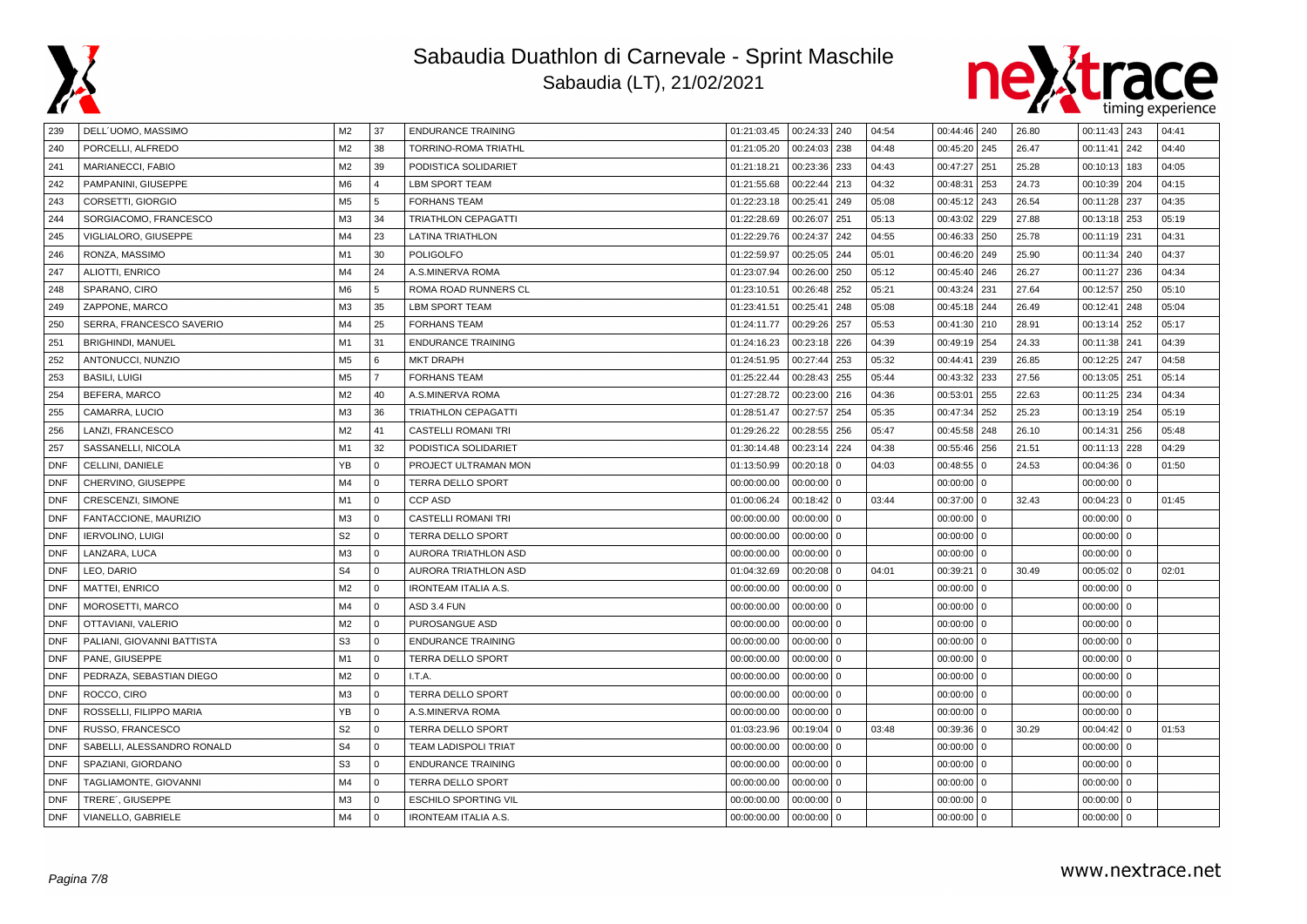# Sabaudia Duathlon di Carnevale - Sprint Maschile

Sabaudia (LT), 21/02/2021

| | | | | | | | | | | | | | | | |
|---|---|---|---|---|---|---|---|---|---|---|---|---|---|---|---|
| 239 | DELL´UOMO, MASSIMO | M2 | 37 | ENDURANCE TRAINING | 01:21:03.45 | 00:24:33 | 240 | 04:54 | 00:44:46 | 240 | 26.80 | 00:11:43 | 243 | 04:41 |
| 240 | PORCELLI, ALFREDO | M2 | 38 | TORRINO-ROMA TRIATHL | 01:21:05.20 | 00:24:03 | 238 | 04:48 | 00:45:20 | 245 | 26.47 | 00:11:41 | 242 | 04:40 |
| 241 | MARIANECCI, FABIO | M2 | 39 | PODISTICA SOLIDARIET | 01:21:18.21 | 00:23:36 | 233 | 04:43 | 00:47:27 | 251 | 25.28 | 00:10:13 | 183 | 04:05 |
| 242 | PAMPANINI, GIUSEPPE | M6 | 4 | LBM SPORT TEAM | 01:21:55.68 | 00:22:44 | 213 | 04:32 | 00:48:31 | 253 | 24.73 | 00:10:39 | 204 | 04:15 |
| 243 | CORSETTI, GIORGIO | M5 | 5 | FORHANS TEAM | 01:22:23.18 | 00:25:41 | 249 | 05:08 | 00:45:12 | 243 | 26.54 | 00:11:28 | 237 | 04:35 |
| 244 | SORGIACOMO, FRANCESCO | M3 | 34 | TRIATHLON CEPAGATTI | 01:22:28.69 | 00:26:07 | 251 | 05:13 | 00:43:02 | 229 | 27.88 | 00:13:18 | 253 | 05:19 |
| 245 | VIGLIALORO, GIUSEPPE | M4 | 23 | LATINA TRIATHLON | 01:22:29.76 | 00:24:37 | 242 | 04:55 | 00:46:33 | 250 | 25.78 | 00:11:19 | 231 | 04:31 |
| 246 | RONZA, MASSIMO | M1 | 30 | POLIGOLFO | 01:22:59.97 | 00:25:05 | 244 | 05:01 | 00:46:20 | 249 | 25.90 | 00:11:34 | 240 | 04:37 |
| 247 | ALIOTTI, ENRICO | M4 | 24 | A.S.MINERVA ROMA | 01:23:07.94 | 00:26:00 | 250 | 05:12 | 00:45:40 | 246 | 26.27 | 00:11:27 | 236 | 04:34 |
| 248 | SPARANO, CIRO | M6 | 5 | ROMA ROAD RUNNERS CL | 01:23:10.51 | 00:26:48 | 252 | 05:21 | 00:43:24 | 231 | 27.64 | 00:12:57 | 250 | 05:10 |
| 249 | ZAPPONE, MARCO | M3 | 35 | LBM SPORT TEAM | 01:23:41.51 | 00:25:41 | 248 | 05:08 | 00:45:18 | 244 | 26.49 | 00:12:41 | 248 | 05:04 |
| 250 | SERRA, FRANCESCO SAVERIO | M4 | 25 | FORHANS TEAM | 01:24:11.77 | 00:29:26 | 257 | 05:53 | 00:41:30 | 210 | 28.91 | 00:13:14 | 252 | 05:17 |
| 251 | BRIGHINDI, MANUEL | M1 | 31 | ENDURANCE TRAINING | 01:24:16.23 | 00:23:18 | 226 | 04:39 | 00:49:19 | 254 | 24.33 | 00:11:38 | 241 | 04:39 |
| 252 | ANTONUCCI, NUNZIO | M5 | 6 | MKT DRAPH | 01:24:51.95 | 00:27:44 | 253 | 05:32 | 00:44:41 | 239 | 26.85 | 00:12:25 | 247 | 04:58 |
| 253 | BASILI, LUIGI | M5 | 7 | FORHANS TEAM | 01:25:22.44 | 00:28:43 | 255 | 05:44 | 00:43:32 | 233 | 27.56 | 00:13:05 | 251 | 05:14 |
| 254 | BEFERA, MARCO | M2 | 40 | A.S.MINERVA ROMA | 01:27:28.72 | 00:23:00 | 216 | 04:36 | 00:53:01 | 255 | 22.63 | 00:11:25 | 234 | 04:34 |
| 255 | CAMARRA, LUCIO | M3 | 36 | TRIATHLON CEPAGATTI | 01:28:51.47 | 00:27:57 | 254 | 05:35 | 00:47:34 | 252 | 25.23 | 00:13:19 | 254 | 05:19 |
| 256 | LANZI, FRANCESCO | M2 | 41 | CASTELLI ROMANI TRI | 01:29:26.22 | 00:28:55 | 256 | 05:47 | 00:45:58 | 248 | 26.10 | 00:14:31 | 256 | 05:48 |
| 257 | SASSANELLI, NICOLA | M1 | 32 | PODISTICA SOLIDARIET | 01:30:14.48 | 00:23:14 | 224 | 04:38 | 00:55:46 | 256 | 21.51 | 00:11:13 | 228 | 04:29 |
| DNF | CELLINI, DANIELE | YB | 0 | PROJECT ULTRAMAN MON | 01:13:50.99 | 00:20:18 | 0 | 04:03 | 00:48:55 | 0 | 24.53 | 00:04:36 | 0 | 01:50 |
| DNF | CHERVINO, GIUSEPPE | M4 | 0 | TERRA DELLO SPORT | 00:00:00.00 | 00:00:00 | 0 | | 00:00:00 | 0 | | 00:00:00 | 0 | |
| DNF | CRESCENZI, SIMONE | M1 | 0 | CCP ASD | 01:00:06.24 | 00:18:42 | 0 | 03:44 | 00:37:00 | 0 | 32.43 | 00:04:23 | 0 | 01:45 |
| DNF | FANTACCIONE, MAURIZIO | M3 | 0 | CASTELLI ROMANI TRI | 00:00:00.00 | 00:00:00 | 0 | | 00:00:00 | 0 | | 00:00:00 | 0 | |
| DNF | IERVOLINO, LUIGI | S2 | 0 | TERRA DELLO SPORT | 00:00:00.00 | 00:00:00 | 0 | | 00:00:00 | 0 | | 00:00:00 | 0 | |
| DNF | LANZARA, LUCA | M3 | 0 | AURORA TRIATHLON ASD | 00:00:00.00 | 00:00:00 | 0 | | 00:00:00 | 0 | | 00:00:00 | 0 | |
| DNF | LEO, DARIO | S4 | 0 | AURORA TRIATHLON ASD | 01:04:32.69 | 00:20:08 | 0 | 04:01 | 00:39:21 | 0 | 30.49 | 00:05:02 | 0 | 02:01 |
| DNF | MATTEI, ENRICO | M2 | 0 | IRONTEAM ITALIA A.S. | 00:00:00.00 | 00:00:00 | 0 | | 00:00:00 | 0 | | 00:00:00 | 0 | |
| DNF | MOROSETTI, MARCO | M4 | 0 | ASD 3.4 FUN | 00:00:00.00 | 00:00:00 | 0 | | 00:00:00 | 0 | | 00:00:00 | 0 | |
| DNF | OTTAVIANI, VALERIO | M2 | 0 | PUROSANGUE ASD | 00:00:00.00 | 00:00:00 | 0 | | 00:00:00 | 0 | | 00:00:00 | 0 | |
| DNF | PALIANI, GIOVANNI BATTISTA | S3 | 0 | ENDURANCE TRAINING | 00:00:00.00 | 00:00:00 | 0 | | 00:00:00 | 0 | | 00:00:00 | 0 | |
| DNF | PANE, GIUSEPPE | M1 | 0 | TERRA DELLO SPORT | 00:00:00.00 | 00:00:00 | 0 | | 00:00:00 | 0 | | 00:00:00 | 0 | |
| DNF | PEDRAZA, SEBASTIAN DIEGO | M2 | 0 | I.T.A. | 00:00:00.00 | 00:00:00 | 0 | | 00:00:00 | 0 | | 00:00:00 | 0 | |
| DNF | ROCCO, CIRO | M3 | 0 | TERRA DELLO SPORT | 00:00:00.00 | 00:00:00 | 0 | | 00:00:00 | 0 | | 00:00:00 | 0 | |
| DNF | ROSSELLI, FILIPPO MARIA | YB | 0 | A.S.MINERVA ROMA | 00:00:00.00 | 00:00:00 | 0 | | 00:00:00 | 0 | | 00:00:00 | 0 | |
| DNF | RUSSO, FRANCESCO | S2 | 0 | TERRA DELLO SPORT | 01:03:23.96 | 00:19:04 | 0 | 03:48 | 00:39:36 | 0 | 30.29 | 00:04:42 | 0 | 01:53 |
| DNF | SABELLI, ALESSANDRO RONALD | S4 | 0 | TEAM LADISPOLI TRIAT | 00:00:00.00 | 00:00:00 | 0 | | 00:00:00 | 0 | | 00:00:00 | 0 | |
| DNF | SPAZIANI, GIORDANO | S3 | 0 | ENDURANCE TRAINING | 00:00:00.00 | 00:00:00 | 0 | | 00:00:00 | 0 | | 00:00:00 | 0 | |
| DNF | TAGLIAMONTE, GIOVANNI | M4 | 0 | TERRA DELLO SPORT | 00:00:00.00 | 00:00:00 | 0 | | 00:00:00 | 0 | | 00:00:00 | 0 | |
| DNF | TRERE´, GIUSEPPE | M3 | 0 | ESCHILO SPORTING VIL | 00:00:00.00 | 00:00:00 | 0 | | 00:00:00 | 0 | | 00:00:00 | 0 | |
| DNF | VIANELLO, GABRIELE | M4 | 0 | IRONTEAM ITALIA A.S. | 00:00:00.00 | 00:00:00 | 0 | | 00:00:00 | 0 | | 00:00:00 | 0 | |

www.nextrace.net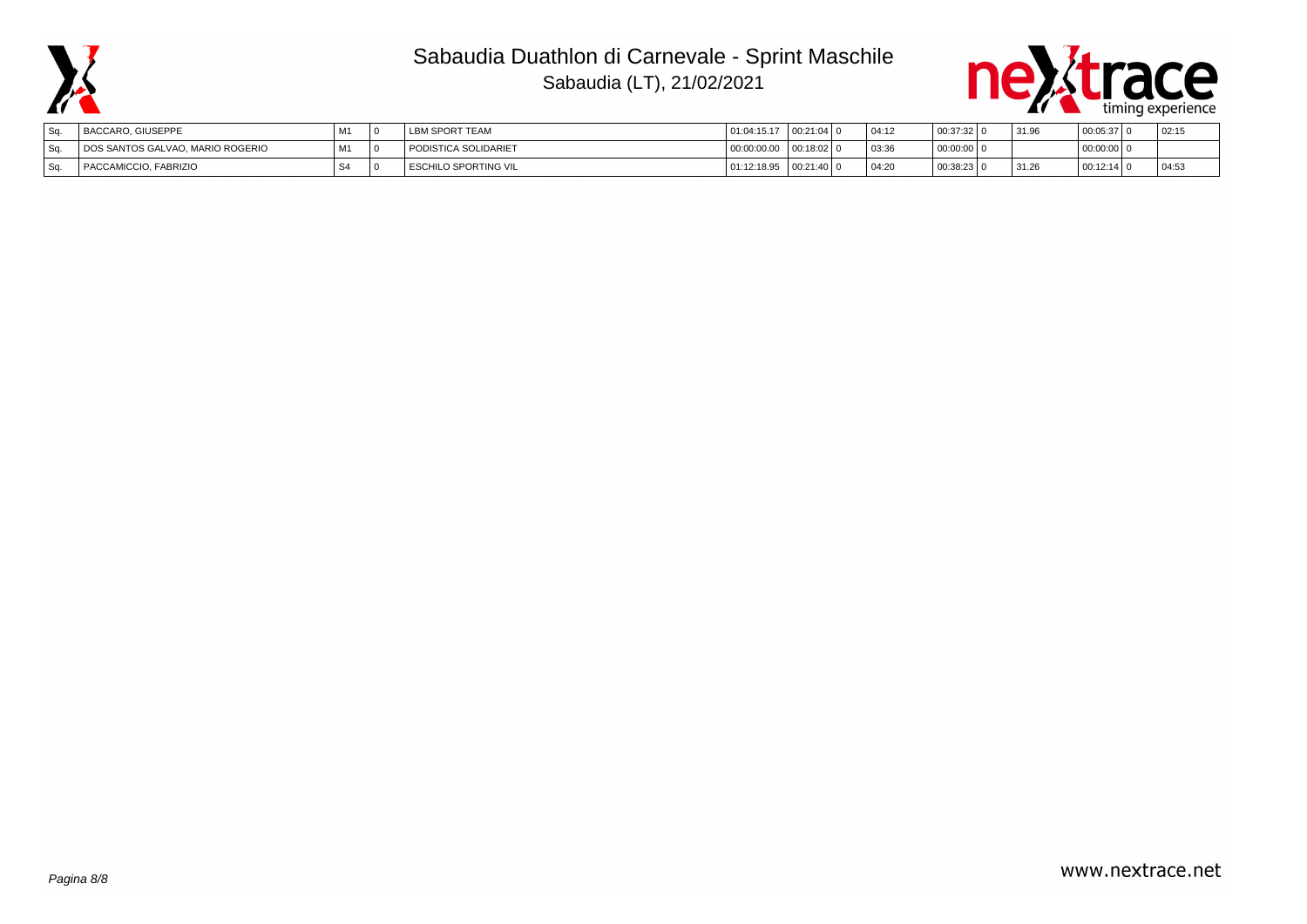# Sabaudia Duathlon di Carnevale - Sprint Maschile

Sabaudia (LT), 21/02/2021

| | | | | | | | | | | | | | | | |
|---|---|---|---|---|---|---|---|---|---|---|---|---|---|---|---|
| Sq. | BACCARO, GIUSEPPE | M1 | 0 | LBM SPORT TEAM | 01:04:15.17 | 00:21:04 | 0 | 04:12 | 00:37:32 | 0 | 31.96 | 00:05:37 | 0 | 02:15 |
| Sq. | DOS SANTOS GALVAO, MARIO ROGERIO | M1 | 0 | PODISTICA SOLIDARIET | 00:00:00.00 | 00:18:02 | 0 | 03:36 | 00:00:00 | 0 | | 00:00:00 | 0 | |
| Sq. | PACCAMICCIO, FABRIZIO | S4 | 0 | ESCHILO SPORTING VIL | 01:12:18.95 | 00:21:40 | 0 | 04:20 | 00:38:23 | 0 | 31.26 | 00:12:14 | 0 | 04:53 |

www.nextrace.net